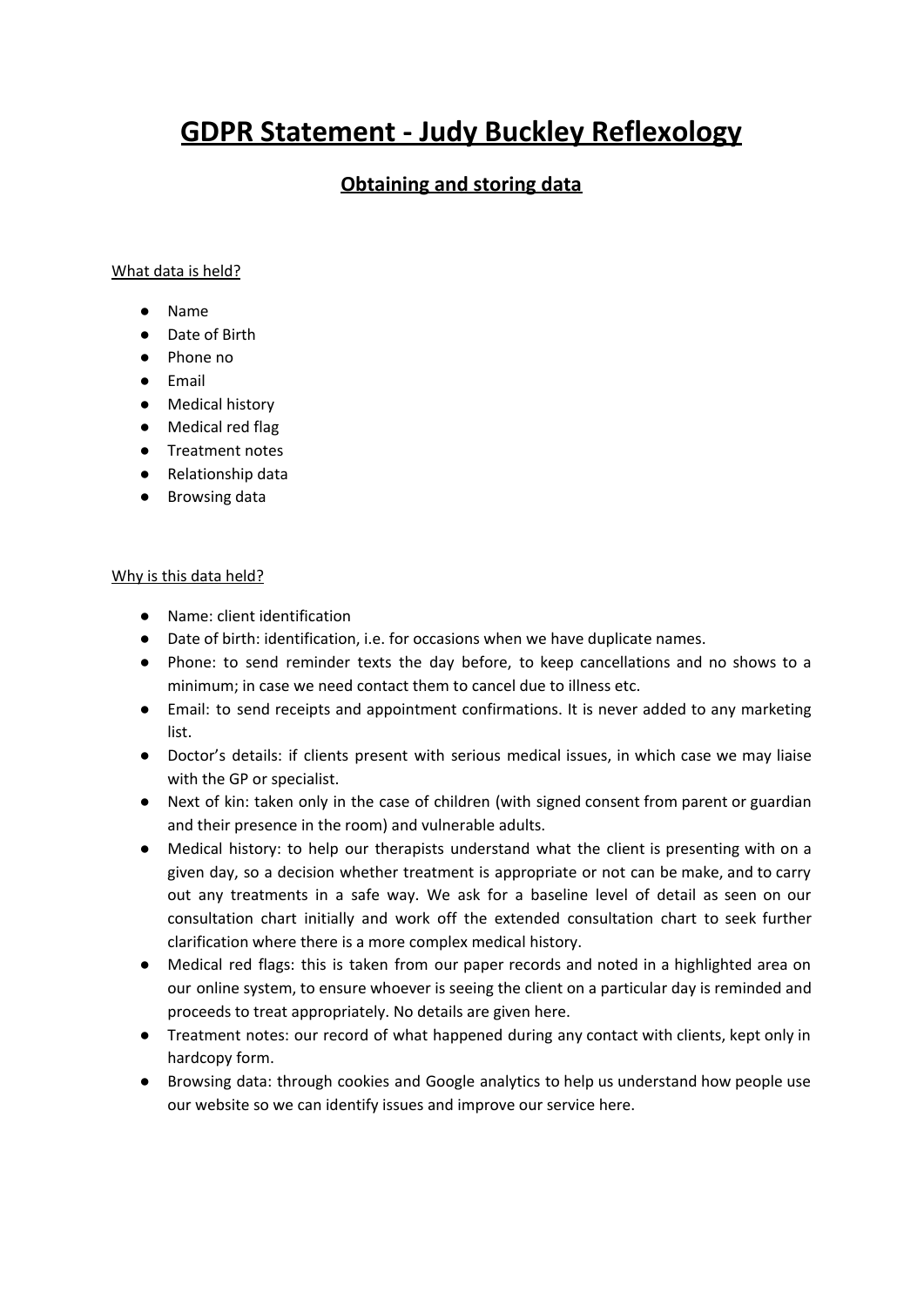# GDPR Statement - Judy Buckley Reflexology

## Obtaining and storing data

What data is held?

- Name
- Date of Birth
- Phone no
- Email
- Medical history
- Medical red flag
- Treatment notes
- Relationship data
- Browsing data

Why is this data held?

- Name: client identification
- Date of birth: identification, i.e. for occasions when we have duplicate names.
- Phone: to send reminder texts the day before, to keep cancellations and no shows to a minimum; in case we need contact them to cancel due to illness etc.
- Email: to send receipts and appointment confirmations. It is never added to any marketing list.
- Doctor's details: if clients present with serious medical issues, in which case we may liaise with the GP or specialist.
- Next of kin: taken only in the case of children (with signed consent from parent or guardian and their presence in the room) and vulnerable adults.
- Medical history: to help our therapists understand what the client is presenting with on a given day, so a decision whether treatment is appropriate or not can be make, and to carry out any treatments in a safe way. We ask for a baseline level of detail as seen on our consultation chart initially and work off the extended consultation chart to seek further clarification where there is a more complex medical history.
- Medical red flags: this is taken from our paper records and noted in a highlighted area on our online system, to ensure whoever is seeing the client on a particular day is reminded and proceeds to treat appropriately. No details are given here.
- Treatment notes: our record of what happened during any contact with clients, kept only in hardcopy form.
- Browsing data: through cookies and Google analytics to help us understand how people use our website so we can identify issues and improve our service here.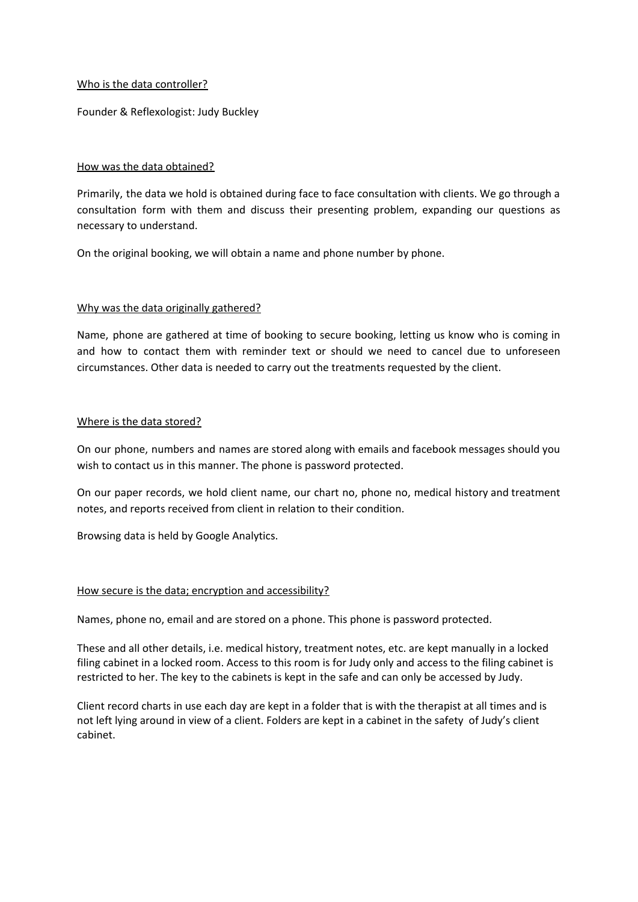<u>Who is the data controller?</u>

Founder & Reflexologist: Judy Buckley

<u>How was the data obtained?</u>

Primarily, the data we hold is obtained during face to face consultation with clients. We go through a consultation form with them and discuss their presenting problem, expanding our questions as necessary to understand.

On the original booking, we will obtain a name and phone number by phone.

<u>Why was the data originally gathered?</u>

Name, phone are gathered at time of booking to secure booking, letting us know who is coming in and how to contact them with reminder text or should we need to cancel due to unforeseen circumstances. Other data is needed to carry out the treatments requested by the client.

<u>Where is the data stored?</u>

On our phone, numbers and names are stored along with emails and facebook messages should you wish to contact us in this manner. The phone is password protected.

On our paper records, we hold client name, our chart no, phone no, medical history and treatment notes, and reports received from client in relation to their condition.

Browsing data is held by Google Analytics.

<u>How secure is the data; encryption and accessibility?</u>

Names, phone no, email and are stored on a phone. This phone is password protected.

These and all other details, i.e. medical history, treatment notes, etc. are kept manually in a locked filing cabinet in a locked room. Access to this room is for Judy only and access to the filing cabinet is restricted to her. The key to the cabinets is kept in the safe and can only be accessed by Judy.

Client record charts in use each day are kept in a folder that is with the therapist at all times and is not left lying around in view of a client. Folders are kept in a cabinet in the safety of Judy's client cabinet.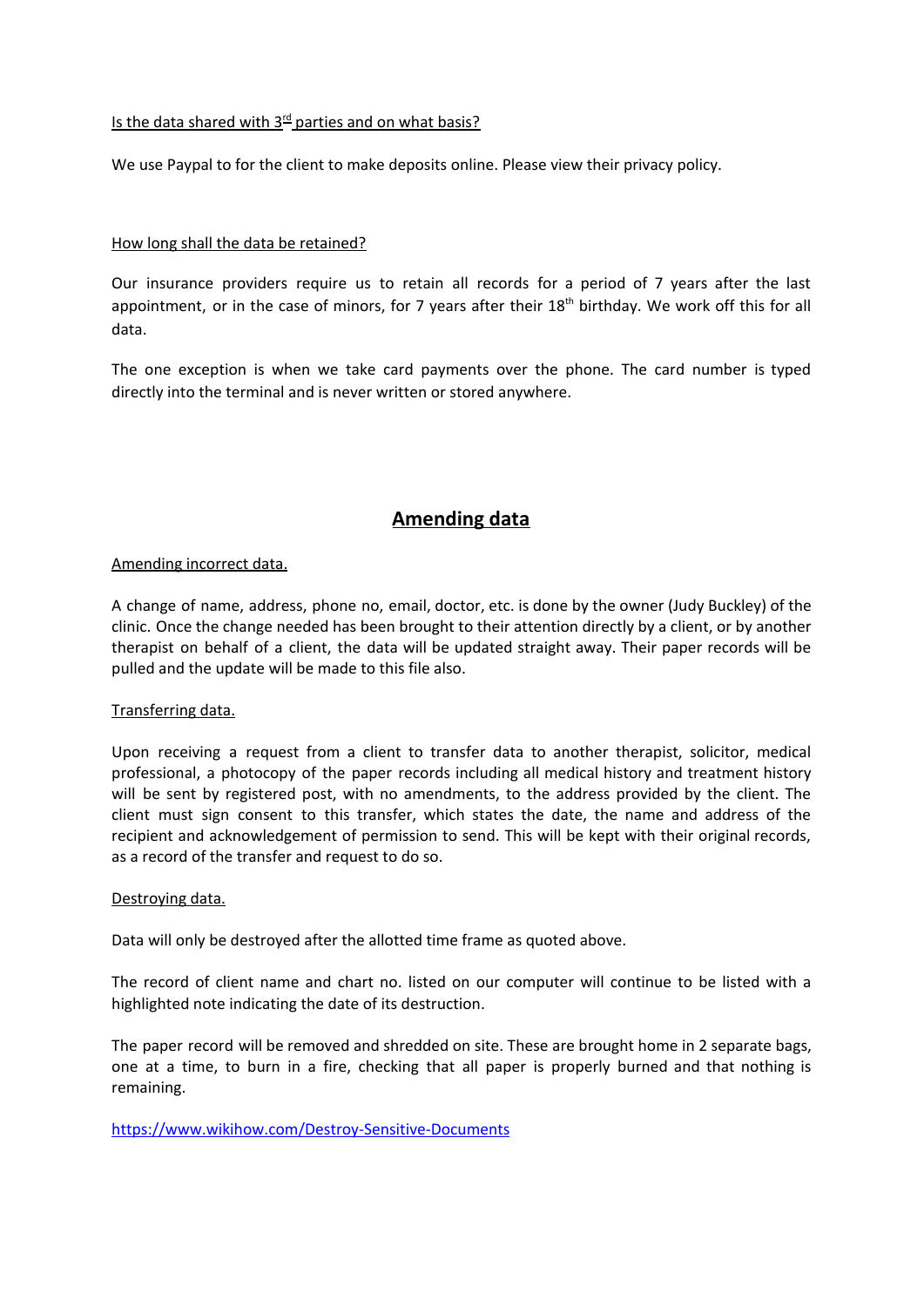Is the data shared with 3rd parties and on what basis?

We use Paypal to for the client to make deposits online. Please view their privacy policy.

How long shall the data be retained?

Our insurance providers require us to retain all records for a period of 7 years after the last appointment, or in the case of minors, for 7 years after their 18th birthday. We work off this for all data.

The one exception is when we take card payments over the phone. The card number is typed directly into the terminal and is never written or stored anywhere.

## **Amending data**

Amending incorrect data.

A change of name, address, phone no, email, doctor, etc. is done by the owner (Judy Buckley) of the clinic. Once the change needed has been brought to their attention directly by a client, or by another therapist on behalf of a client, the data will be updated straight away. Their paper records will be pulled and the update will be made to this file also.

Transferring data.

Upon receiving a request from a client to transfer data to another therapist, solicitor, medical professional, a photocopy of the paper records including all medical history and treatment history will be sent by registered post, with no amendments, to the address provided by the client. The client must sign consent to this transfer, which states the date, the name and address of the recipient and acknowledgement of permission to send. This will be kept with their original records, as a record of the transfer and request to do so.

Destroying data.

Data will only be destroyed after the allotted time frame as quoted above.

The record of client name and chart no. listed on our computer will continue to be listed with a highlighted note indicating the date of its destruction.

The paper record will be removed and shredded on site. These are brought home in 2 separate bags, one at a time, to burn in a fire, checking that all paper is properly burned and that nothing is remaining.

https://www.wikihow.com/Destroy-Sensitive-Documents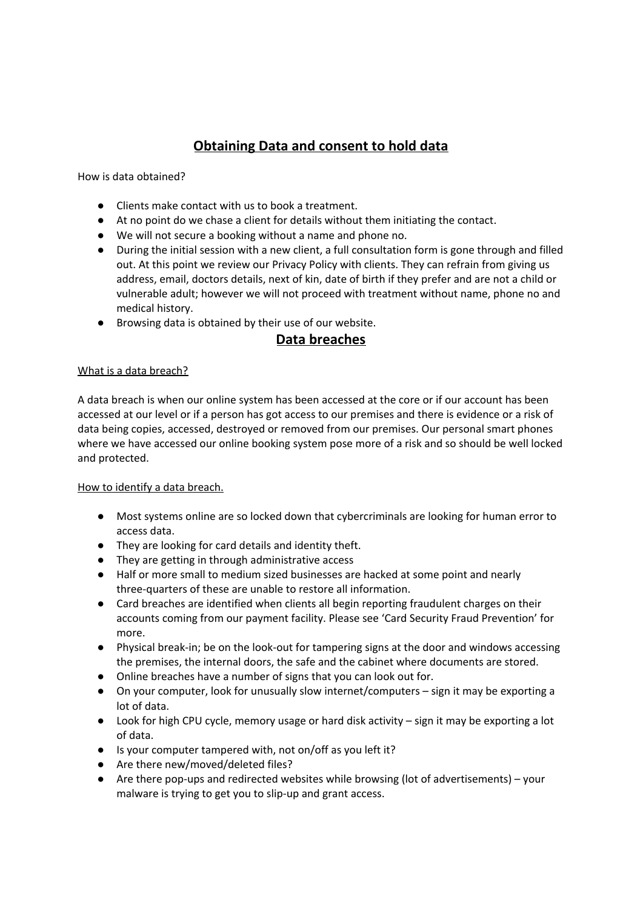## Obtaining Data and consent to hold data

How is data obtained?

- Clients make contact with us to book a treatment.
- At no point do we chase a client for details without them initiating the contact.
- We will not secure a booking without a name and phone no.
- During the initial session with a new client, a full consultation form is gone through and filled out. At this point we review our Privacy Policy with clients. They can refrain from giving us address, email, doctors details, next of kin, date of birth if they prefer and are not a child or vulnerable adult; however we will not proceed with treatment without name, phone no and medical history.
- Browsing data is obtained by their use of our website.

## Data breaches

What is a data breach?

A data breach is when our online system has been accessed at the core or if our account has been accessed at our level or if a person has got access to our premises and there is evidence or a risk of data being copies, accessed, destroyed or removed from our premises. Our personal smart phones where we have accessed our online booking system pose more of a risk and so should be well locked and protected.

How to identify a data breach.

- Most systems online are so locked down that cybercriminals are looking for human error to access data.
- They are looking for card details and identity theft.
- They are getting in through administrative access
- Half or more small to medium sized businesses are hacked at some point and nearly three-quarters of these are unable to restore all information.
- Card breaches are identified when clients all begin reporting fraudulent charges on their accounts coming from our payment facility. Please see 'Card Security Fraud Prevention' for more.
- Physical break-in; be on the look-out for tampering signs at the door and windows accessing the premises, the internal doors, the safe and the cabinet where documents are stored.
- Online breaches have a number of signs that you can look out for.
- On your computer, look for unusually slow internet/computers – sign it may be exporting a lot of data.
- Look for high CPU cycle, memory usage or hard disk activity – sign it may be exporting a lot of data.
- Is your computer tampered with, not on/off as you left it?
- Are there new/moved/deleted files?
- Are there pop-ups and redirected websites while browsing (lot of advertisements) – your malware is trying to get you to slip-up and grant access.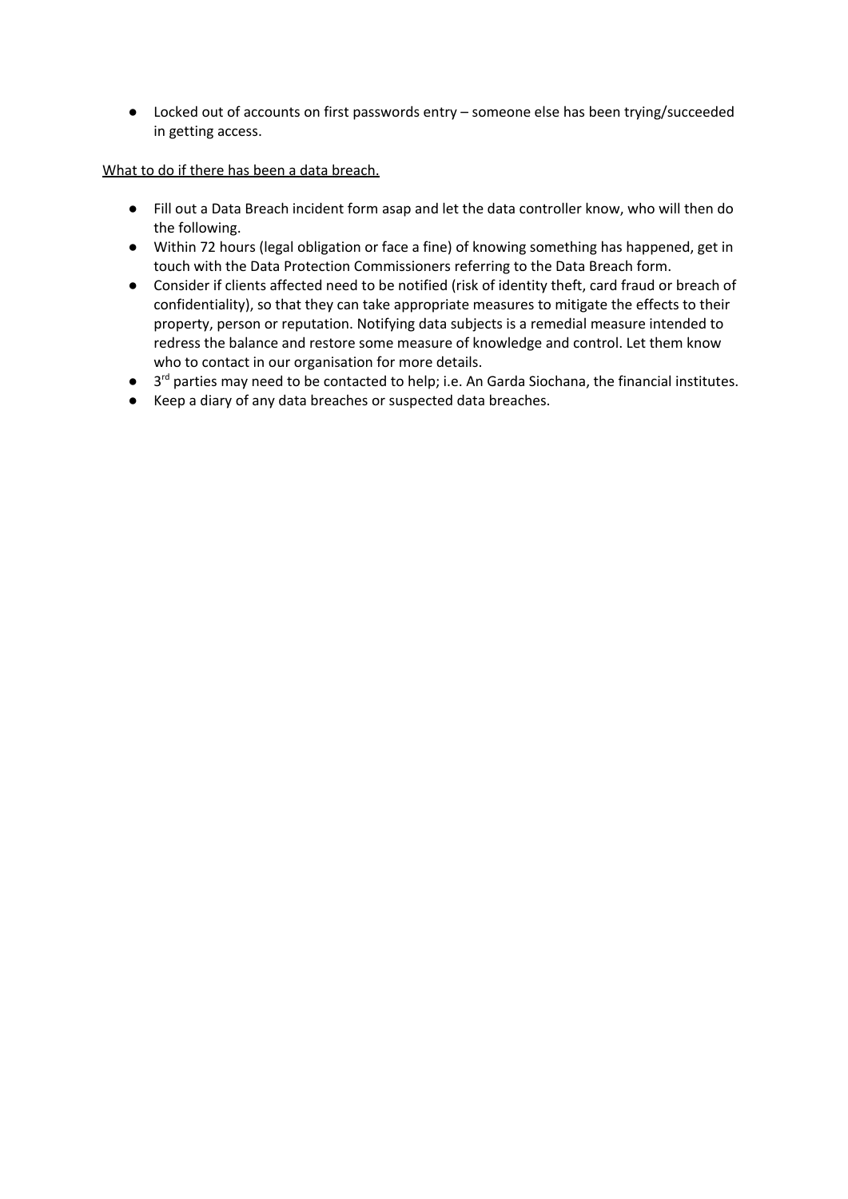- Locked out of accounts on first passwords entry – someone else has been trying/succeeded in getting access.

<u>What to do if there has been a data breach.</u>

- Fill out a Data Breach incident form asap and let the data controller know, who will then do the following.
- Within 72 hours (legal obligation or face a fine) of knowing something has happened, get in touch with the Data Protection Commissioners referring to the Data Breach form.
- Consider if clients affected need to be notified (risk of identity theft, card fraud or breach of confidentiality), so that they can take appropriate measures to mitigate the effects to their property, person or reputation. Notifying data subjects is a remedial measure intended to redress the balance and restore some measure of knowledge and control. Let them know who to contact in our organisation for more details.
- 3rd parties may need to be contacted to help; i.e. An Garda Siochana, the financial institutes.
- Keep a diary of any data breaches or suspected data breaches.